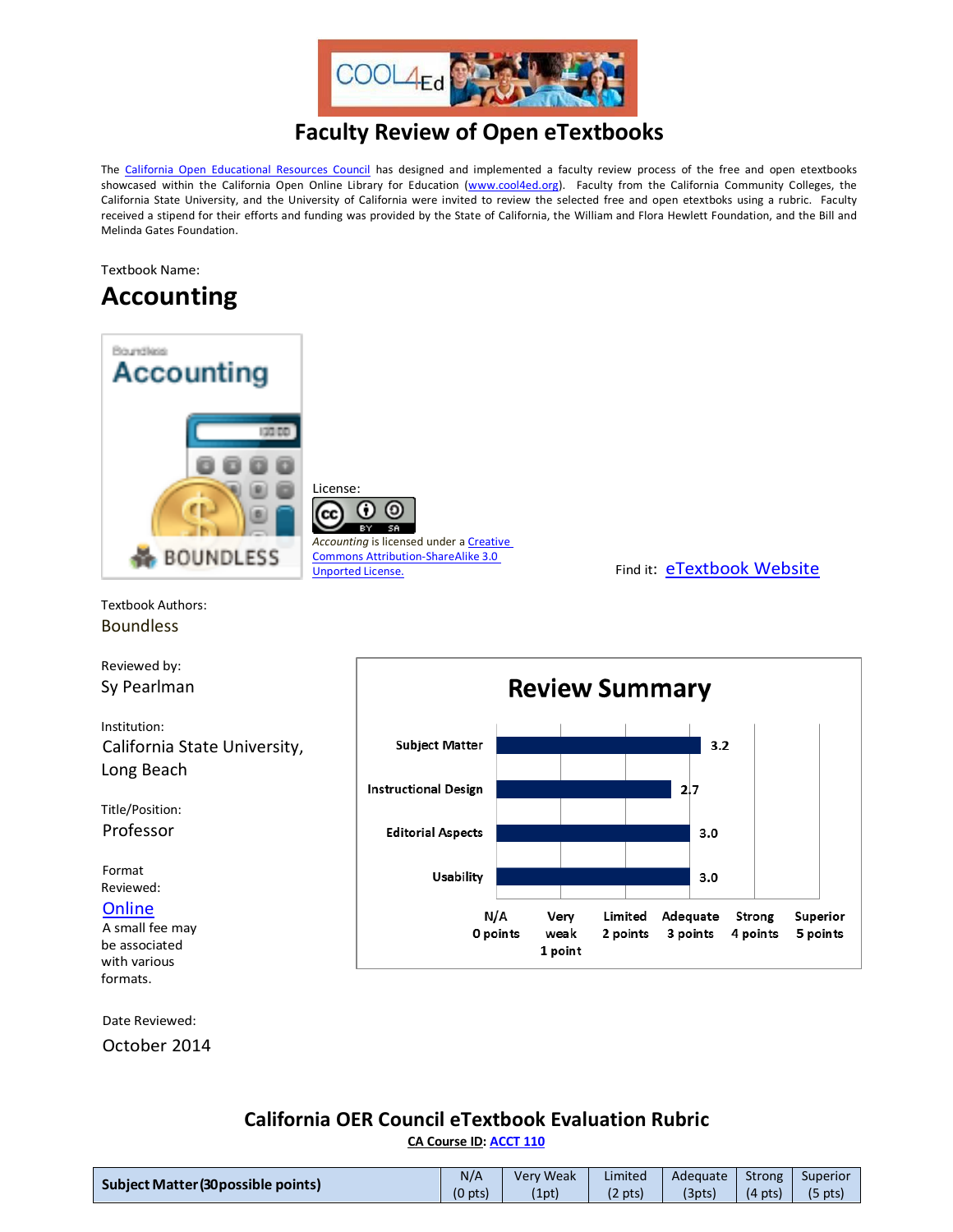# Faculty Review of Open eTextbooks

The California Open Educational Resources Council has designed and implemented a faculty review process of the free and open etextbooks showcased within the California Open Online Library for Education (www.cool4ed.org). Faculty from the California Community Colleges, the California State University, and the University of California were invited to review the selected free and open etextboks using a rubric. Faculty received a stipend for their efforts and funding was provided by the State of California, the William and Flora Hewlett Foundation, and the Bill and Melinda Gates Foundation.

Textbook Name:

## Accounting

License:

*Accounting* is licensed under a Creative Commons Attribution-ShareAlike 3.0 Unported License.

Find it: eTextbook Website

Textbook Authors:
Boundless

Reviewed by:
Sy Pearlman

Institution:
California State University, Long Beach

Title/Position:
Professor

Format Reviewed:
Online
A small fee may be associated with various formats.

Date Reviewed:
October 2014

### Review Summary

| Category | Score |
|---|---|
| Subject Matter | 3.2 |
| Instructional Design | 2.7 |
| Editorial Aspects | 3.0 |
| Usability | 3.0 |

Scale: N/A 0 points; Very weak 1 point; Limited 2 points; Adequate 3 points; Strong 4 points; Superior 5 points

## California OER Council eTextbook Evaluation Rubric

CA Course ID: ACCT 110

| Subject Matter (30possible points) | N/A (0 pts) | Very Weak (1pt) | Limited (2 pts) | Adequate (3pts) | Strong (4 pts) | Superior (5 pts) |
|---|---|---|---|---|---|---|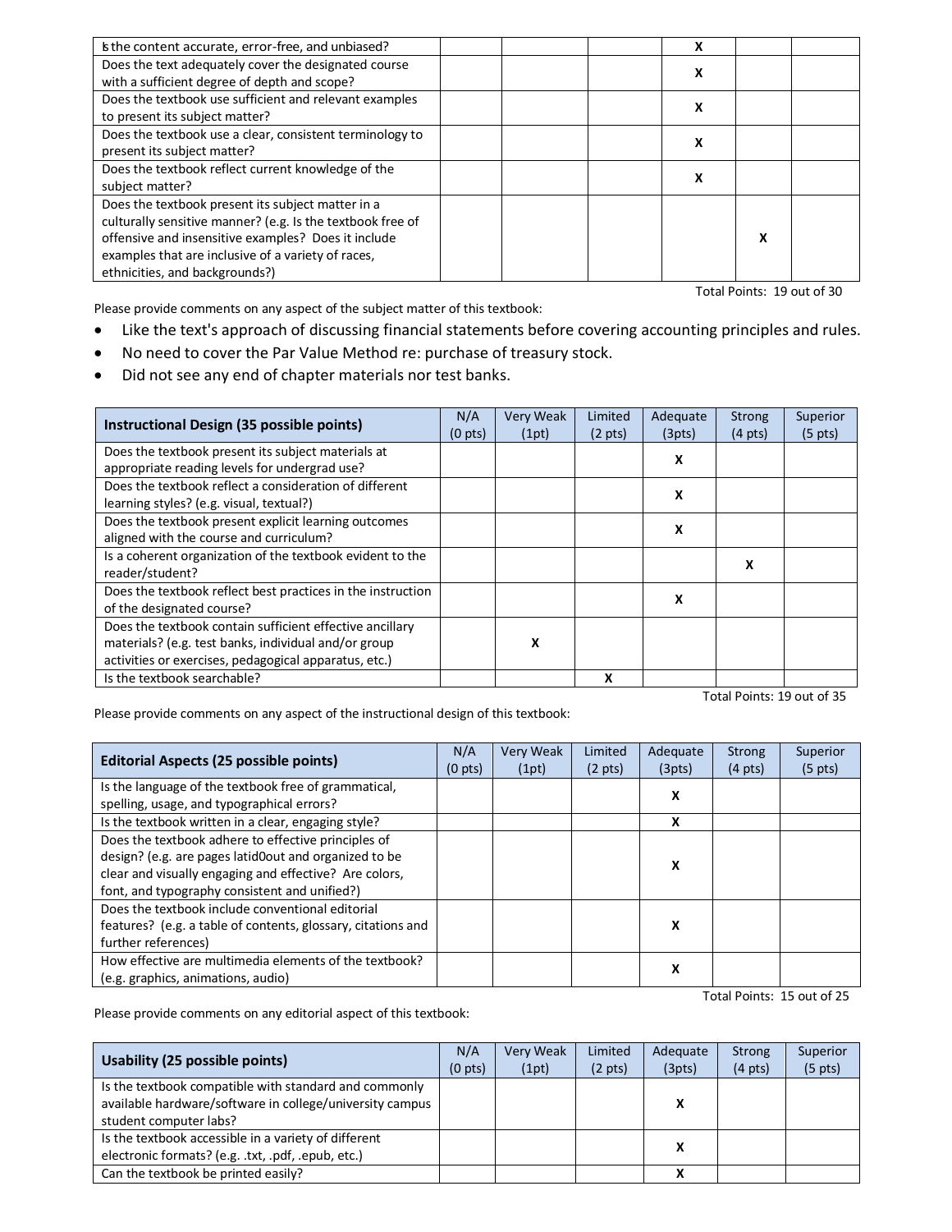| | | | | | | |
|---|---|---|---|---|---|---|
| Is the content accurate, error-free, and unbiased? | | | | X | | |
| Does the text adequately cover the designated course with a sufficient degree of depth and scope? | | | | X | | |
| Does the textbook use sufficient and relevant examples to present its subject matter? | | | | X | | |
| Does the textbook use a clear, consistent terminology to present its subject matter? | | | | X | | |
| Does the textbook reflect current knowledge of the subject matter? | | | | X | | |
| Does the textbook present its subject matter in a culturally sensitive manner? (e.g. Is the textbook free of offensive and insensitive examples? Does it include examples that are inclusive of a variety of races, ethnicities, and backgrounds?) | | | | | X | |

Total Points: 19 out of 30

Please provide comments on any aspect of the subject matter of this textbook:

- Like the text's approach of discussing financial statements before covering accounting principles and rules.
- No need to cover the Par Value Method re: purchase of treasury stock.
- Did not see any end of chapter materials nor test banks.

| Instructional Design (35 possible points) | N/A (0 pts) | Very Weak (1pt) | Limited (2 pts) | Adequate (3pts) | Strong (4 pts) | Superior (5 pts) |
|---|---|---|---|---|---|---|
| Does the textbook present its subject materials at appropriate reading levels for undergrad use? | | | | X | | |
| Does the textbook reflect a consideration of different learning styles? (e.g. visual, textual?) | | | | X | | |
| Does the textbook present explicit learning outcomes aligned with the course and curriculum? | | | | X | | |
| Is a coherent organization of the textbook evident to the reader/student? | | | | | X | |
| Does the textbook reflect best practices in the instruction of the designated course? | | | | X | | |
| Does the textbook contain sufficient effective ancillary materials? (e.g. test banks, individual and/or group activities or exercises, pedagogical apparatus, etc.) | | X | | | | |
| Is the textbook searchable? | | | X | | | |

Total Points: 19 out of 35

Please provide comments on any aspect of the instructional design of this textbook:

| Editorial Aspects (25 possible points) | N/A (0 pts) | Very Weak (1pt) | Limited (2 pts) | Adequate (3pts) | Strong (4 pts) | Superior (5 pts) |
|---|---|---|---|---|---|---|
| Is the language of the textbook free of grammatical, spelling, usage, and typographical errors? | | | | X | | |
| Is the textbook written in a clear, engaging style? | | | | X | | |
| Does the textbook adhere to effective principles of design? (e.g. are pages latid0out and organized to be clear and visually engaging and effective? Are colors, font, and typography consistent and unified?) | | | | X | | |
| Does the textbook include conventional editorial features? (e.g. a table of contents, glossary, citations and further references) | | | | X | | |
| How effective are multimedia elements of the textbook? (e.g. graphics, animations, audio) | | | | X | | |

Total Points: 15 out of 25

Please provide comments on any editorial aspect of this textbook:

| Usability (25 possible points) | N/A (0 pts) | Very Weak (1pt) | Limited (2 pts) | Adequate (3pts) | Strong (4 pts) | Superior (5 pts) |
|---|---|---|---|---|---|---|
| Is the textbook compatible with standard and commonly available hardware/software in college/university campus student computer labs? | | | | X | | |
| Is the textbook accessible in a variety of different electronic formats? (e.g. .txt, .pdf, .epub, etc.) | | | | X | | |
| Can the textbook be printed easily? | | | | X | | |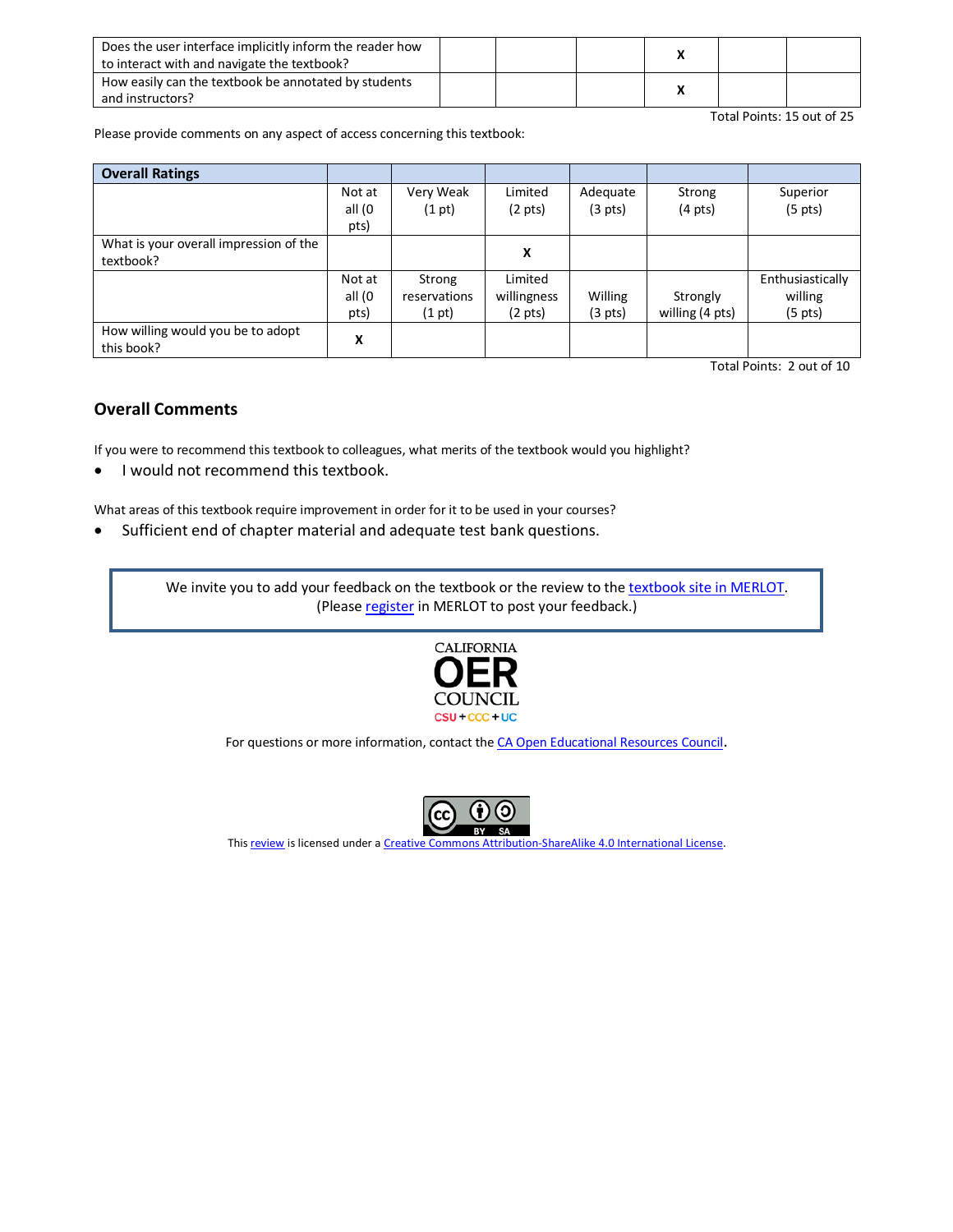| | | | | | | |
|---|---|---|---|---|---|---|
| Does the user interface implicitly inform the reader how to interact with and navigate the textbook? | | | | X | | |
| How easily can the textbook be annotated by students and instructors? | | | | X | | |

Total Points: 15 out of 25

Please provide comments on any aspect of access concerning this textbook:

| Overall Ratings | | | | | | |
|---|---|---|---|---|---|---|
| | Not at all (0 pts) | Very Weak (1 pt) | Limited (2 pts) | Adequate (3 pts) | Strong (4 pts) | Superior (5 pts) |
| What is your overall impression of the textbook? | | | X | | | |
| | Not at all (0 pts) | Strong reservations (1 pt) | Limited willingness (2 pts) | Willing (3 pts) | Strongly willing (4 pts) | Enthusiastically willing (5 pts) |
| How willing would you be to adopt this book? | X | | | | | |

Total Points: 2 out of 10

## Overall Comments

If you were to recommend this textbook to colleagues, what merits of the textbook would you highlight?

- I would not recommend this textbook.

What areas of this textbook require improvement in order for it to be used in your courses?

- Sufficient end of chapter material and adequate test bank questions.

We invite you to add your feedback on the textbook or the review to the textbook site in MERLOT. (Please register in MERLOT to post your feedback.)

CALIFORNIA OER COUNCIL
CSU + CCC + UC

For questions or more information, contact the CA Open Educational Resources Council.

This review is licensed under a Creative Commons Attribution-ShareAlike 4.0 International License.